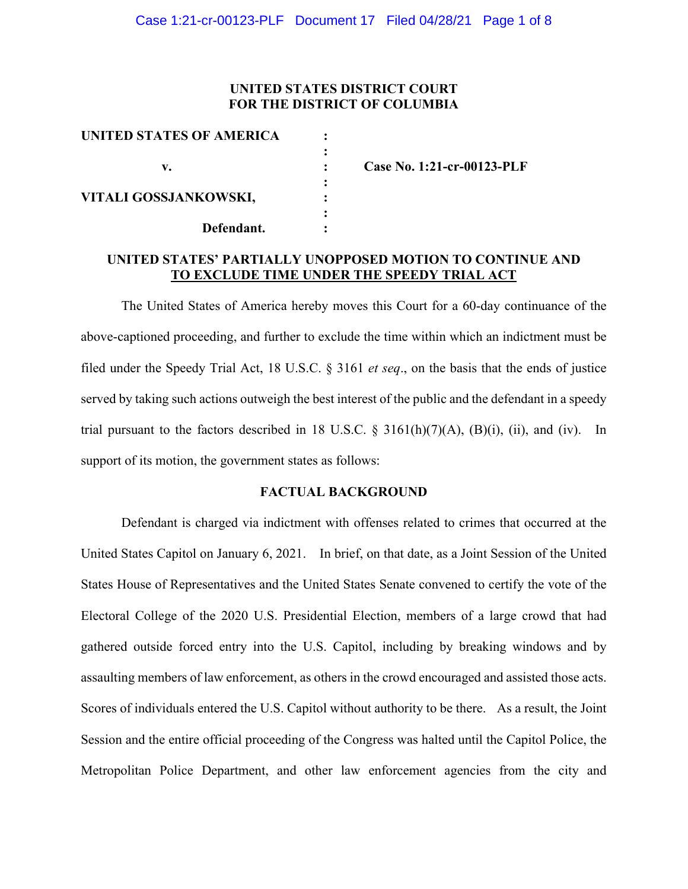**UNITED STATES DISTRICT COURT**
**FOR THE DISTRICT OF COLUMBIA**

| | | |
|---|---|---|
| **UNITED STATES OF AMERICA** | : | |
| | : | |
| **v.** | : | **Case No. 1:21-cr-00123-PLF** |
| | : | |
| **VITALI GOSSJANKOWSKI,** | : | |
| | : | |
| **Defendant.** | : | |

## UNITED STATES' PARTIALLY UNOPPOSED MOTION TO CONTINUE AND TO EXCLUDE TIME UNDER THE SPEEDY TRIAL ACT

The United States of America hereby moves this Court for a 60-day continuance of the above-captioned proceeding, and further to exclude the time within which an indictment must be filed under the Speedy Trial Act, 18 U.S.C. § 3161 *et seq*., on the basis that the ends of justice served by taking such actions outweigh the best interest of the public and the defendant in a speedy trial pursuant to the factors described in 18 U.S.C. § 3161(h)(7)(A), (B)(i), (ii), and (iv). In support of its motion, the government states as follows:

### FACTUAL BACKGROUND

Defendant is charged via indictment with offenses related to crimes that occurred at the United States Capitol on January 6, 2021. In brief, on that date, as a Joint Session of the United States House of Representatives and the United States Senate convened to certify the vote of the Electoral College of the 2020 U.S. Presidential Election, members of a large crowd that had gathered outside forced entry into the U.S. Capitol, including by breaking windows and by assaulting members of law enforcement, as others in the crowd encouraged and assisted those acts. Scores of individuals entered the U.S. Capitol without authority to be there. As a result, the Joint Session and the entire official proceeding of the Congress was halted until the Capitol Police, the Metropolitan Police Department, and other law enforcement agencies from the city and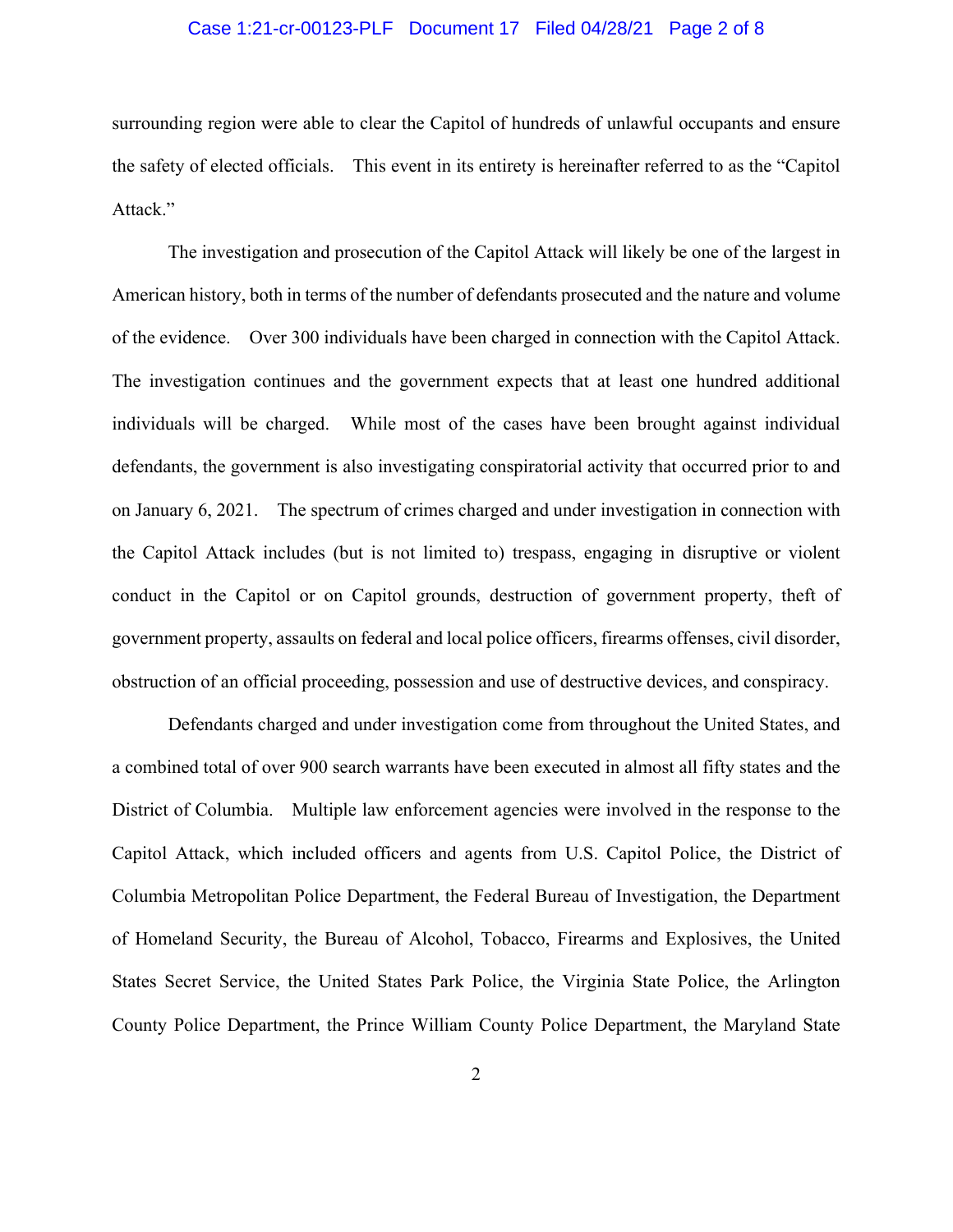surrounding region were able to clear the Capitol of hundreds of unlawful occupants and ensure the safety of elected officials. This event in its entirety is hereinafter referred to as the "Capitol Attack."

The investigation and prosecution of the Capitol Attack will likely be one of the largest in American history, both in terms of the number of defendants prosecuted and the nature and volume of the evidence. Over 300 individuals have been charged in connection with the Capitol Attack. The investigation continues and the government expects that at least one hundred additional individuals will be charged. While most of the cases have been brought against individual defendants, the government is also investigating conspiratorial activity that occurred prior to and on January 6, 2021. The spectrum of crimes charged and under investigation in connection with the Capitol Attack includes (but is not limited to) trespass, engaging in disruptive or violent conduct in the Capitol or on Capitol grounds, destruction of government property, theft of government property, assaults on federal and local police officers, firearms offenses, civil disorder, obstruction of an official proceeding, possession and use of destructive devices, and conspiracy.

Defendants charged and under investigation come from throughout the United States, and a combined total of over 900 search warrants have been executed in almost all fifty states and the District of Columbia. Multiple law enforcement agencies were involved in the response to the Capitol Attack, which included officers and agents from U.S. Capitol Police, the District of Columbia Metropolitan Police Department, the Federal Bureau of Investigation, the Department of Homeland Security, the Bureau of Alcohol, Tobacco, Firearms and Explosives, the United States Secret Service, the United States Park Police, the Virginia State Police, the Arlington County Police Department, the Prince William County Police Department, the Maryland State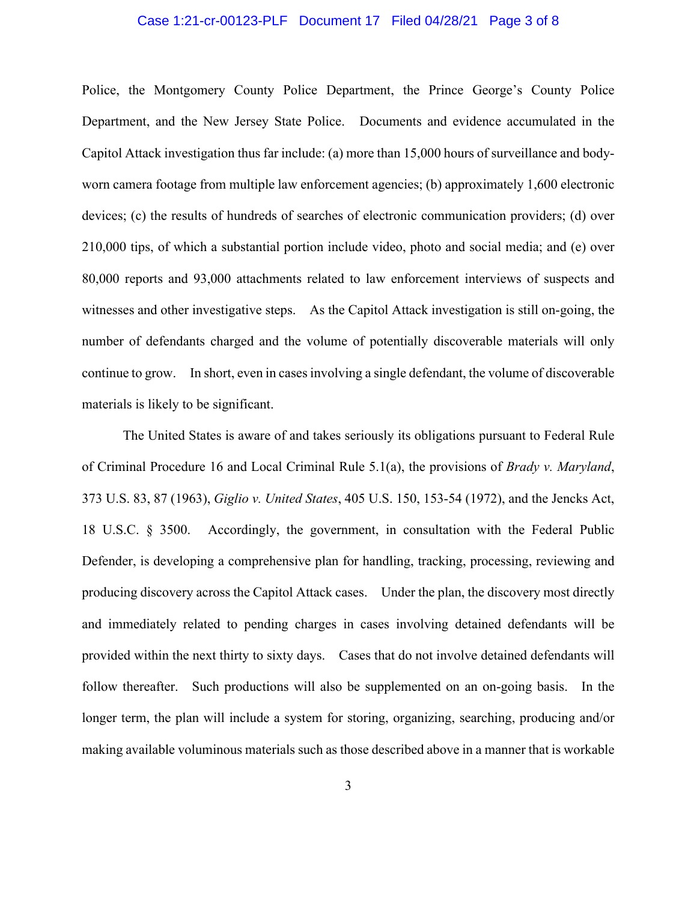Police, the Montgomery County Police Department, the Prince George's County Police Department, and the New Jersey State Police. Documents and evidence accumulated in the Capitol Attack investigation thus far include: (a) more than 15,000 hours of surveillance and body-worn camera footage from multiple law enforcement agencies; (b) approximately 1,600 electronic devices; (c) the results of hundreds of searches of electronic communication providers; (d) over 210,000 tips, of which a substantial portion include video, photo and social media; and (e) over 80,000 reports and 93,000 attachments related to law enforcement interviews of suspects and witnesses and other investigative steps. As the Capitol Attack investigation is still on-going, the number of defendants charged and the volume of potentially discoverable materials will only continue to grow. In short, even in cases involving a single defendant, the volume of discoverable materials is likely to be significant.

The United States is aware of and takes seriously its obligations pursuant to Federal Rule of Criminal Procedure 16 and Local Criminal Rule 5.1(a), the provisions of *Brady v. Maryland*, 373 U.S. 83, 87 (1963), *Giglio v. United States*, 405 U.S. 150, 153-54 (1972), and the Jencks Act, 18 U.S.C. § 3500. Accordingly, the government, in consultation with the Federal Public Defender, is developing a comprehensive plan for handling, tracking, processing, reviewing and producing discovery across the Capitol Attack cases. Under the plan, the discovery most directly and immediately related to pending charges in cases involving detained defendants will be provided within the next thirty to sixty days. Cases that do not involve detained defendants will follow thereafter. Such productions will also be supplemented on an on-going basis. In the longer term, the plan will include a system for storing, organizing, searching, producing and/or making available voluminous materials such as those described above in a manner that is workable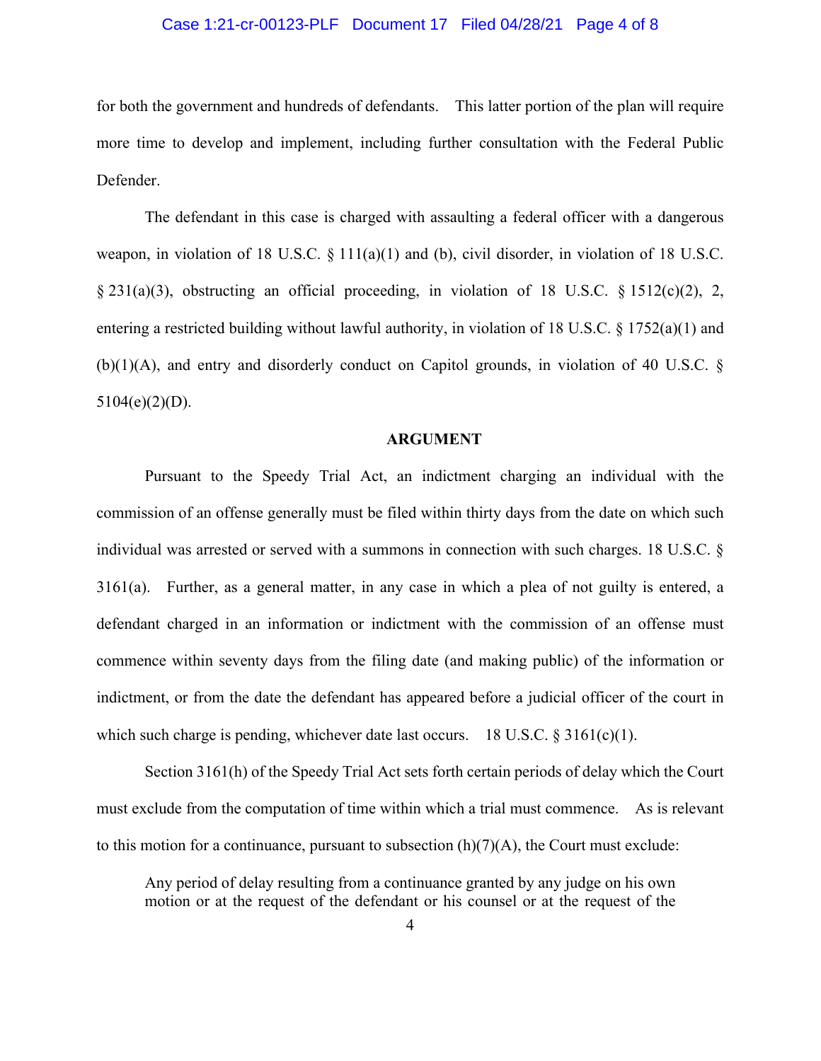for both the government and hundreds of defendants. This latter portion of the plan will require more time to develop and implement, including further consultation with the Federal Public Defender.

The defendant in this case is charged with assaulting a federal officer with a dangerous weapon, in violation of 18 U.S.C. § 111(a)(1) and (b), civil disorder, in violation of 18 U.S.C. § 231(a)(3), obstructing an official proceeding, in violation of 18 U.S.C. § 1512(c)(2), 2, entering a restricted building without lawful authority, in violation of 18 U.S.C. § 1752(a)(1) and (b)(1)(A), and entry and disorderly conduct on Capitol grounds, in violation of 40 U.S.C. § 5104(e)(2)(D).

## ARGUMENT

Pursuant to the Speedy Trial Act, an indictment charging an individual with the commission of an offense generally must be filed within thirty days from the date on which such individual was arrested or served with a summons in connection with such charges. 18 U.S.C. § 3161(a). Further, as a general matter, in any case in which a plea of not guilty is entered, a defendant charged in an information or indictment with the commission of an offense must commence within seventy days from the filing date (and making public) of the information or indictment, or from the date the defendant has appeared before a judicial officer of the court in which such charge is pending, whichever date last occurs. 18 U.S.C. § 3161(c)(1).

Section 3161(h) of the Speedy Trial Act sets forth certain periods of delay which the Court must exclude from the computation of time within which a trial must commence. As is relevant to this motion for a continuance, pursuant to subsection (h)(7)(A), the Court must exclude:

> Any period of delay resulting from a continuance granted by any judge on his own motion or at the request of the defendant or his counsel or at the request of the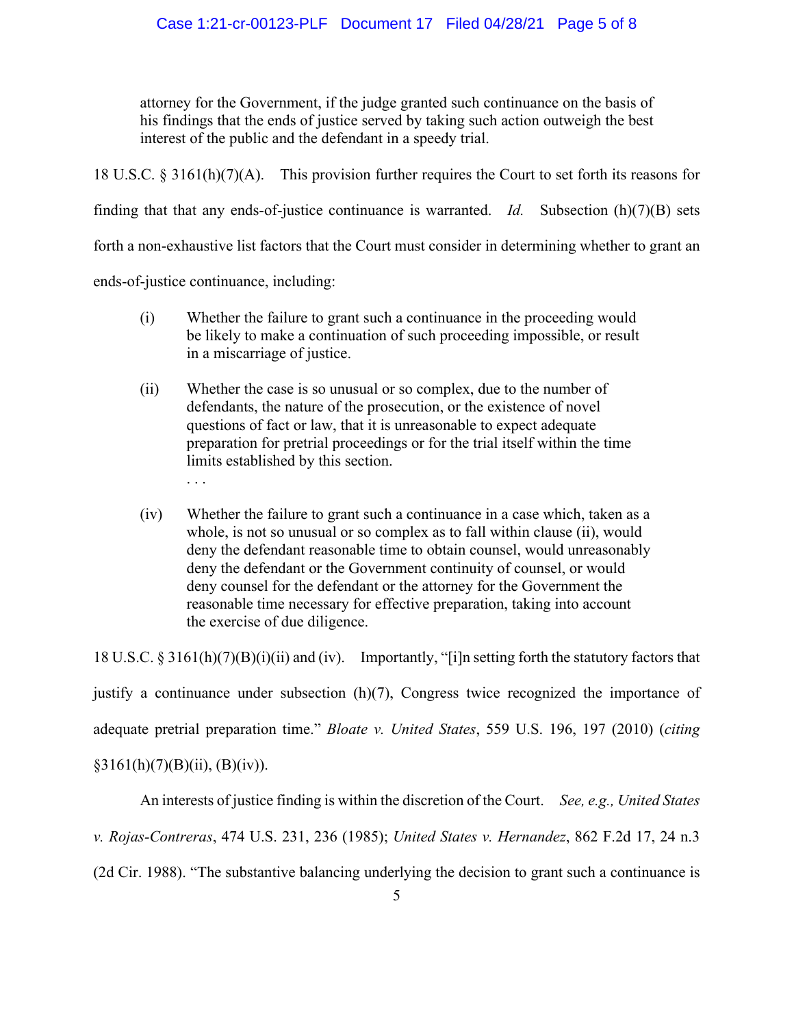> attorney for the Government, if the judge granted such continuance on the basis of his findings that the ends of justice served by taking such action outweigh the best interest of the public and the defendant in a speedy trial.

18 U.S.C. § 3161(h)(7)(A). This provision further requires the Court to set forth its reasons for finding that that any ends-of-justice continuance is warranted. *Id.* Subsection (h)(7)(B) sets forth a non-exhaustive list factors that the Court must consider in determining whether to grant an ends-of-justice continuance, including:

> (i) Whether the failure to grant such a continuance in the proceeding would be likely to make a continuation of such proceeding impossible, or result in a miscarriage of justice.
>
> (ii) Whether the case is so unusual or so complex, due to the number of defendants, the nature of the prosecution, or the existence of novel questions of fact or law, that it is unreasonable to expect adequate preparation for pretrial proceedings or for the trial itself within the time limits established by this section.
>
> . . .
>
> (iv) Whether the failure to grant such a continuance in a case which, taken as a whole, is not so unusual or so complex as to fall within clause (ii), would deny the defendant reasonable time to obtain counsel, would unreasonably deny the defendant or the Government continuity of counsel, or would deny counsel for the defendant or the attorney for the Government the reasonable time necessary for effective preparation, taking into account the exercise of due diligence.

18 U.S.C. § 3161(h)(7)(B)(i)(ii) and (iv). Importantly, "[i]n setting forth the statutory factors that justify a continuance under subsection (h)(7), Congress twice recognized the importance of adequate pretrial preparation time." *Bloate v. United States*, 559 U.S. 196, 197 (2010) (*citing* §3161(h)(7)(B)(ii), (B)(iv)).

An interests of justice finding is within the discretion of the Court. *See, e.g., United States v. Rojas-Contreras*, 474 U.S. 231, 236 (1985); *United States v. Hernandez*, 862 F.2d 17, 24 n.3 (2d Cir. 1988). "The substantive balancing underlying the decision to grant such a continuance is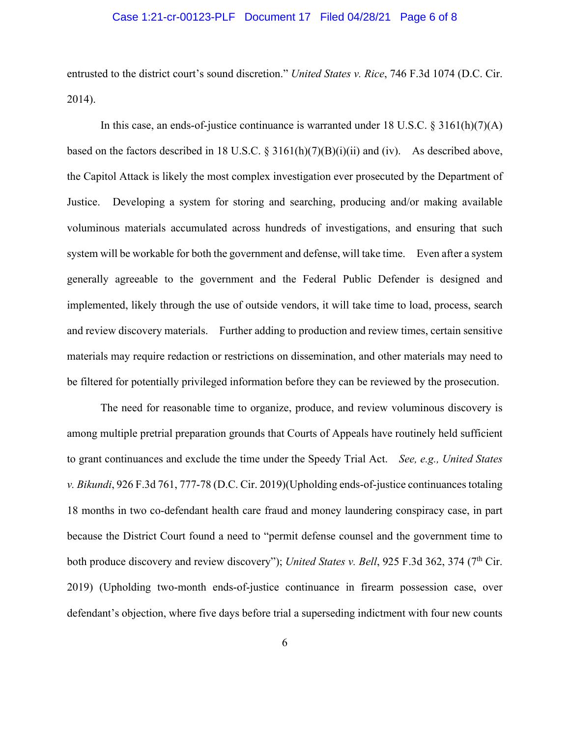entrusted to the district court's sound discretion." *United States v. Rice*, 746 F.3d 1074 (D.C. Cir. 2014).

In this case, an ends-of-justice continuance is warranted under 18 U.S.C. § 3161(h)(7)(A) based on the factors described in 18 U.S.C. § 3161(h)(7)(B)(i)(ii) and (iv). As described above, the Capitol Attack is likely the most complex investigation ever prosecuted by the Department of Justice. Developing a system for storing and searching, producing and/or making available voluminous materials accumulated across hundreds of investigations, and ensuring that such system will be workable for both the government and defense, will take time. Even after a system generally agreeable to the government and the Federal Public Defender is designed and implemented, likely through the use of outside vendors, it will take time to load, process, search and review discovery materials. Further adding to production and review times, certain sensitive materials may require redaction or restrictions on dissemination, and other materials may need to be filtered for potentially privileged information before they can be reviewed by the prosecution.

The need for reasonable time to organize, produce, and review voluminous discovery is among multiple pretrial preparation grounds that Courts of Appeals have routinely held sufficient to grant continuances and exclude the time under the Speedy Trial Act. *See, e.g., United States v. Bikundi*, 926 F.3d 761, 777-78 (D.C. Cir. 2019)(Upholding ends-of-justice continuances totaling 18 months in two co-defendant health care fraud and money laundering conspiracy case, in part because the District Court found a need to "permit defense counsel and the government time to both produce discovery and review discovery"); *United States v. Bell*, 925 F.3d 362, 374 (7th Cir. 2019) (Upholding two-month ends-of-justice continuance in firearm possession case, over defendant's objection, where five days before trial a superseding indictment with four new counts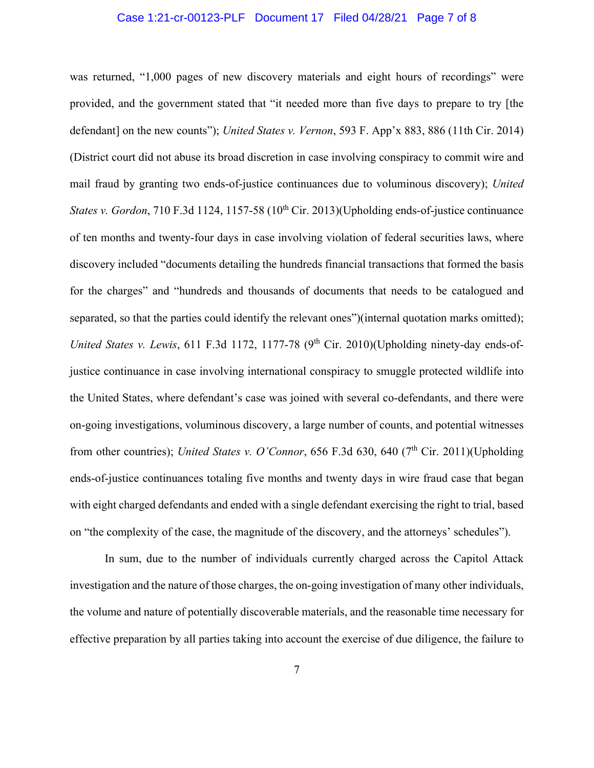was returned, "1,000 pages of new discovery materials and eight hours of recordings" were provided, and the government stated that "it needed more than five days to prepare to try [the defendant] on the new counts"); *United States v. Vernon*, 593 F. App'x 883, 886 (11th Cir. 2014) (District court did not abuse its broad discretion in case involving conspiracy to commit wire and mail fraud by granting two ends-of-justice continuances due to voluminous discovery); *United States v. Gordon*, 710 F.3d 1124, 1157-58 (10th Cir. 2013)(Upholding ends-of-justice continuance of ten months and twenty-four days in case involving violation of federal securities laws, where discovery included "documents detailing the hundreds financial transactions that formed the basis for the charges" and "hundreds and thousands of documents that needs to be catalogued and separated, so that the parties could identify the relevant ones")(internal quotation marks omitted); *United States v. Lewis*, 611 F.3d 1172, 1177-78 (9th Cir. 2010)(Upholding ninety-day ends-of-justice continuance in case involving international conspiracy to smuggle protected wildlife into the United States, where defendant's case was joined with several co-defendants, and there were on-going investigations, voluminous discovery, a large number of counts, and potential witnesses from other countries); *United States v. O'Connor*, 656 F.3d 630, 640 (7th Cir. 2011)(Upholding ends-of-justice continuances totaling five months and twenty days in wire fraud case that began with eight charged defendants and ended with a single defendant exercising the right to trial, based on "the complexity of the case, the magnitude of the discovery, and the attorneys' schedules").

In sum, due to the number of individuals currently charged across the Capitol Attack investigation and the nature of those charges, the on-going investigation of many other individuals, the volume and nature of potentially discoverable materials, and the reasonable time necessary for effective preparation by all parties taking into account the exercise of due diligence, the failure to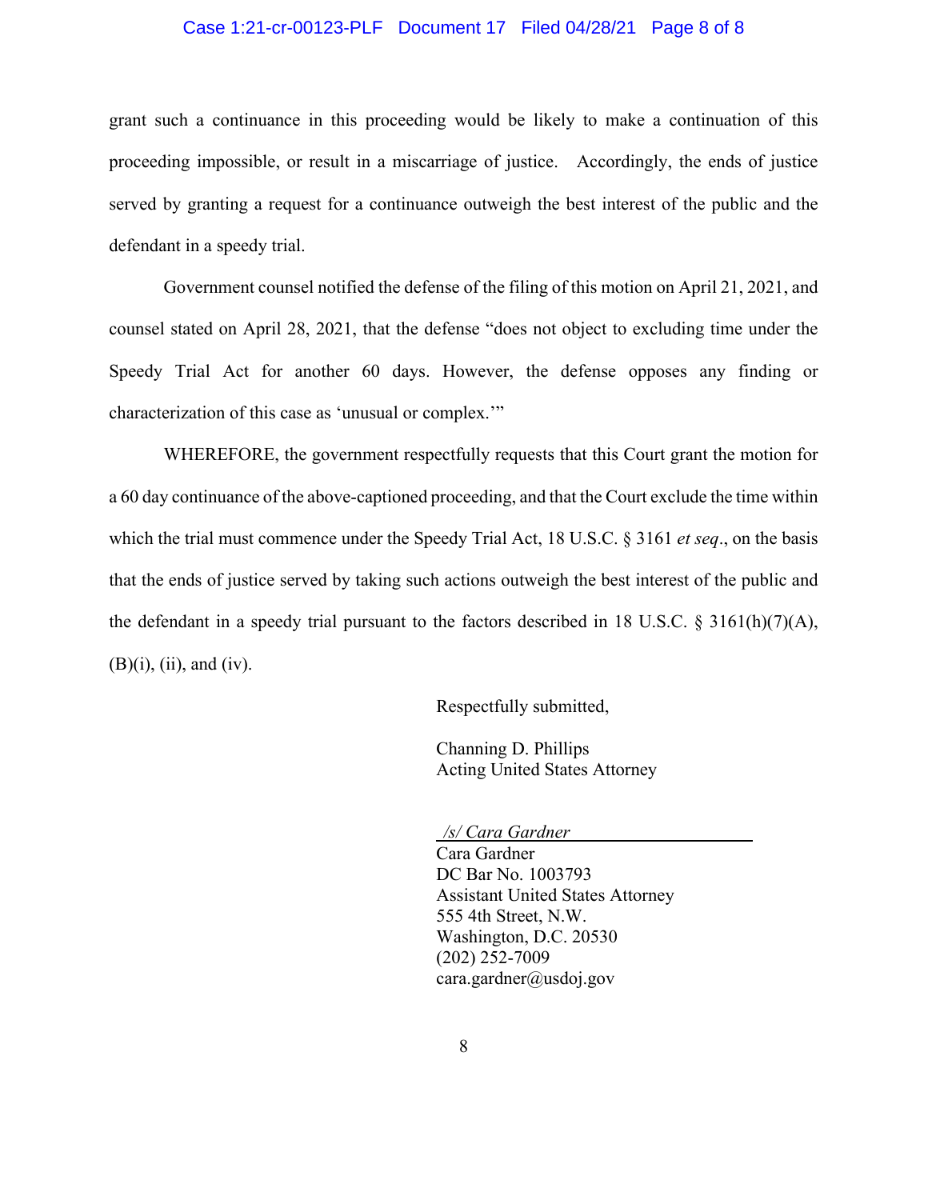grant such a continuance in this proceeding would be likely to make a continuation of this proceeding impossible, or result in a miscarriage of justice. Accordingly, the ends of justice served by granting a request for a continuance outweigh the best interest of the public and the defendant in a speedy trial.

Government counsel notified the defense of the filing of this motion on April 21, 2021, and counsel stated on April 28, 2021, that the defense "does not object to excluding time under the Speedy Trial Act for another 60 days. However, the defense opposes any finding or characterization of this case as 'unusual or complex.'"

WHEREFORE, the government respectfully requests that this Court grant the motion for a 60 day continuance of the above-captioned proceeding, and that the Court exclude the time within which the trial must commence under the Speedy Trial Act, 18 U.S.C. § 3161 *et seq*., on the basis that the ends of justice served by taking such actions outweigh the best interest of the public and the defendant in a speedy trial pursuant to the factors described in 18 U.S.C. § 3161(h)(7)(A), (B)(i), (ii), and (iv).

Respectfully submitted,

Channing D. Phillips
Acting United States Attorney

*/s/ Cara Gardner*
Cara Gardner
DC Bar No. 1003793
Assistant United States Attorney
555 4th Street, N.W.
Washington, D.C. 20530
(202) 252-7009
cara.gardner@usdoj.gov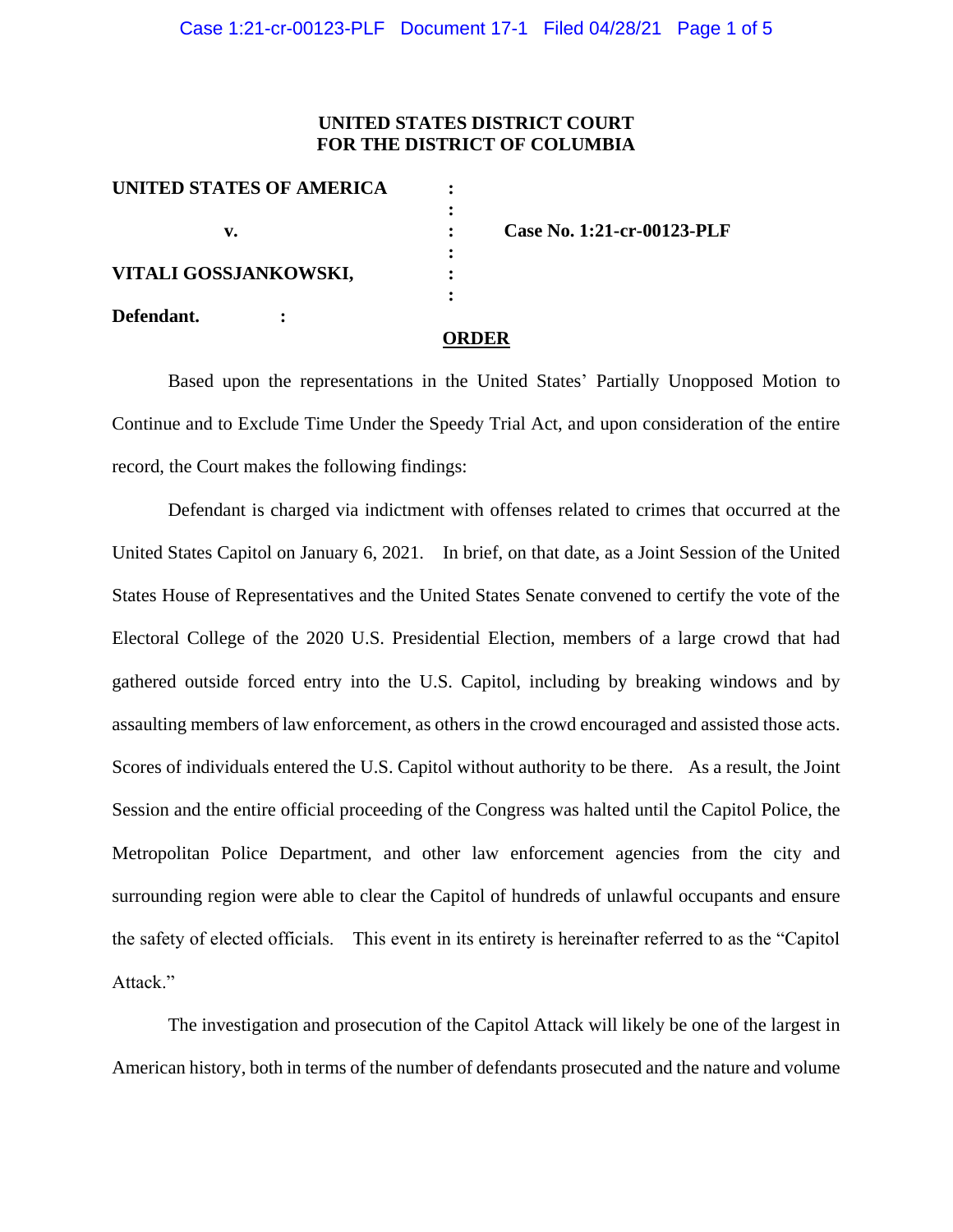**UNITED STATES DISTRICT COURT**
**FOR THE DISTRICT OF COLUMBIA**

| | | |
|---|---|---|
| **UNITED STATES OF AMERICA** | : | |
| | : | |
| **v.** | : | **Case No. 1:21-cr-00123-PLF** |
| | : | |
| **VITALI GOSSJANKOWSKI,** | : | |
| | : | |
| **Defendant.** | : | |

**ORDER**

Based upon the representations in the United States' Partially Unopposed Motion to Continue and to Exclude Time Under the Speedy Trial Act, and upon consideration of the entire record, the Court makes the following findings:

Defendant is charged via indictment with offenses related to crimes that occurred at the United States Capitol on January 6, 2021. In brief, on that date, as a Joint Session of the United States House of Representatives and the United States Senate convened to certify the vote of the Electoral College of the 2020 U.S. Presidential Election, members of a large crowd that had gathered outside forced entry into the U.S. Capitol, including by breaking windows and by assaulting members of law enforcement, as others in the crowd encouraged and assisted those acts. Scores of individuals entered the U.S. Capitol without authority to be there. As a result, the Joint Session and the entire official proceeding of the Congress was halted until the Capitol Police, the Metropolitan Police Department, and other law enforcement agencies from the city and surrounding region were able to clear the Capitol of hundreds of unlawful occupants and ensure the safety of elected officials. This event in its entirety is hereinafter referred to as the "Capitol Attack."

The investigation and prosecution of the Capitol Attack will likely be one of the largest in American history, both in terms of the number of defendants prosecuted and the nature and volume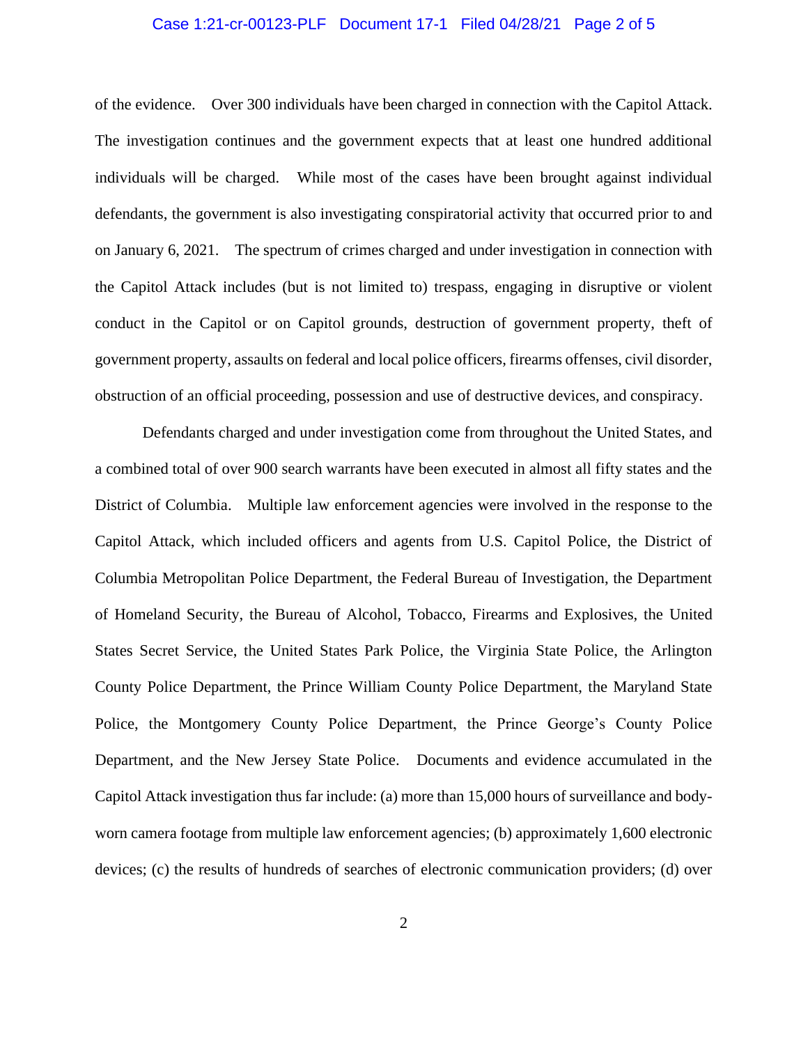of the evidence. Over 300 individuals have been charged in connection with the Capitol Attack. The investigation continues and the government expects that at least one hundred additional individuals will be charged. While most of the cases have been brought against individual defendants, the government is also investigating conspiratorial activity that occurred prior to and on January 6, 2021. The spectrum of crimes charged and under investigation in connection with the Capitol Attack includes (but is not limited to) trespass, engaging in disruptive or violent conduct in the Capitol or on Capitol grounds, destruction of government property, theft of government property, assaults on federal and local police officers, firearms offenses, civil disorder, obstruction of an official proceeding, possession and use of destructive devices, and conspiracy.

Defendants charged and under investigation come from throughout the United States, and a combined total of over 900 search warrants have been executed in almost all fifty states and the District of Columbia. Multiple law enforcement agencies were involved in the response to the Capitol Attack, which included officers and agents from U.S. Capitol Police, the District of Columbia Metropolitan Police Department, the Federal Bureau of Investigation, the Department of Homeland Security, the Bureau of Alcohol, Tobacco, Firearms and Explosives, the United States Secret Service, the United States Park Police, the Virginia State Police, the Arlington County Police Department, the Prince William County Police Department, the Maryland State Police, the Montgomery County Police Department, the Prince George's County Police Department, and the New Jersey State Police. Documents and evidence accumulated in the Capitol Attack investigation thus far include: (a) more than 15,000 hours of surveillance and body-worn camera footage from multiple law enforcement agencies; (b) approximately 1,600 electronic devices; (c) the results of hundreds of searches of electronic communication providers; (d) over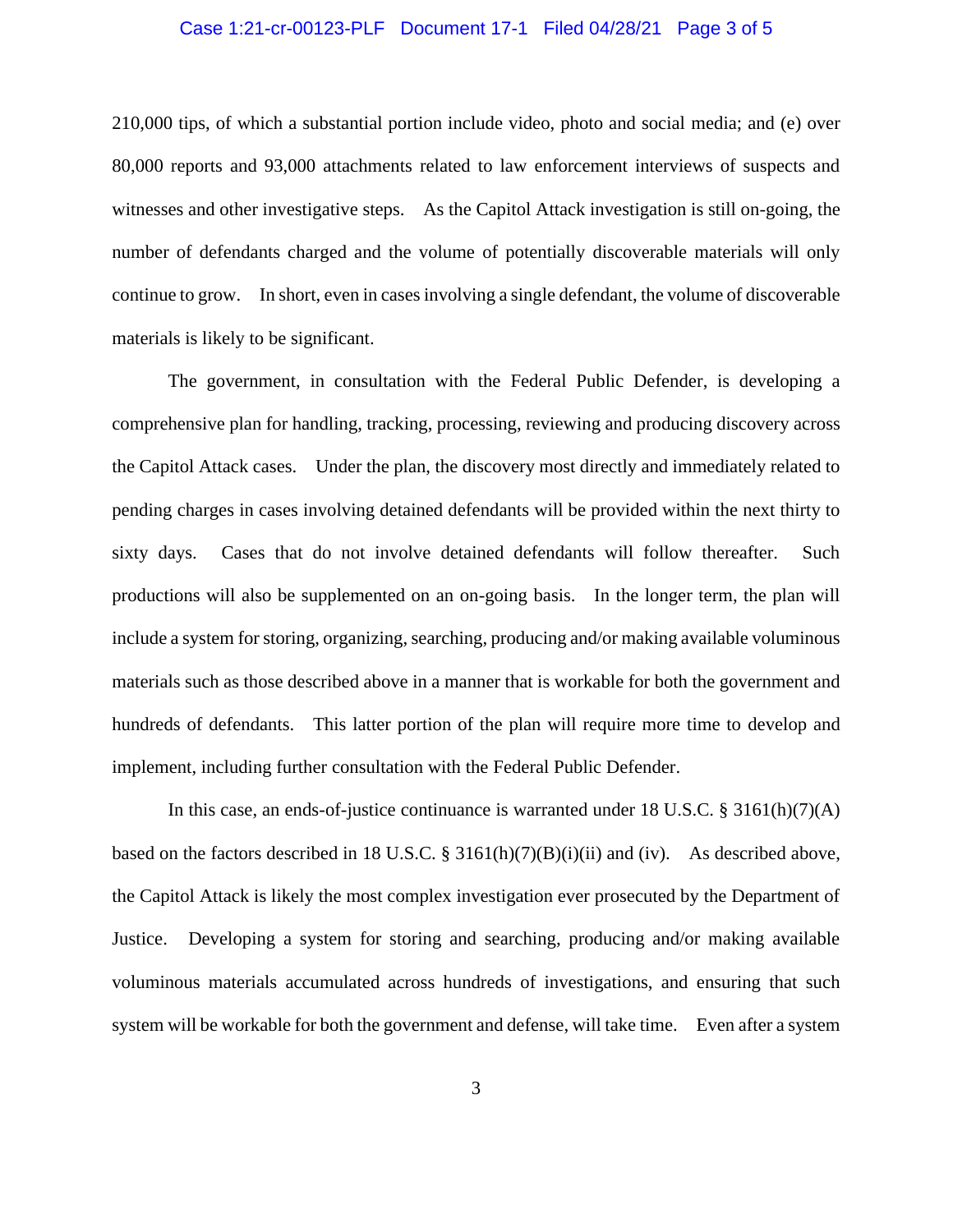210,000 tips, of which a substantial portion include video, photo and social media; and (e) over 80,000 reports and 93,000 attachments related to law enforcement interviews of suspects and witnesses and other investigative steps. As the Capitol Attack investigation is still on-going, the number of defendants charged and the volume of potentially discoverable materials will only continue to grow. In short, even in cases involving a single defendant, the volume of discoverable materials is likely to be significant.

The government, in consultation with the Federal Public Defender, is developing a comprehensive plan for handling, tracking, processing, reviewing and producing discovery across the Capitol Attack cases. Under the plan, the discovery most directly and immediately related to pending charges in cases involving detained defendants will be provided within the next thirty to sixty days. Cases that do not involve detained defendants will follow thereafter. Such productions will also be supplemented on an on-going basis. In the longer term, the plan will include a system for storing, organizing, searching, producing and/or making available voluminous materials such as those described above in a manner that is workable for both the government and hundreds of defendants. This latter portion of the plan will require more time to develop and implement, including further consultation with the Federal Public Defender.

In this case, an ends-of-justice continuance is warranted under 18 U.S.C. § 3161(h)(7)(A) based on the factors described in 18 U.S.C. § 3161(h)(7)(B)(i)(ii) and (iv). As described above, the Capitol Attack is likely the most complex investigation ever prosecuted by the Department of Justice. Developing a system for storing and searching, producing and/or making available voluminous materials accumulated across hundreds of investigations, and ensuring that such system will be workable for both the government and defense, will take time. Even after a system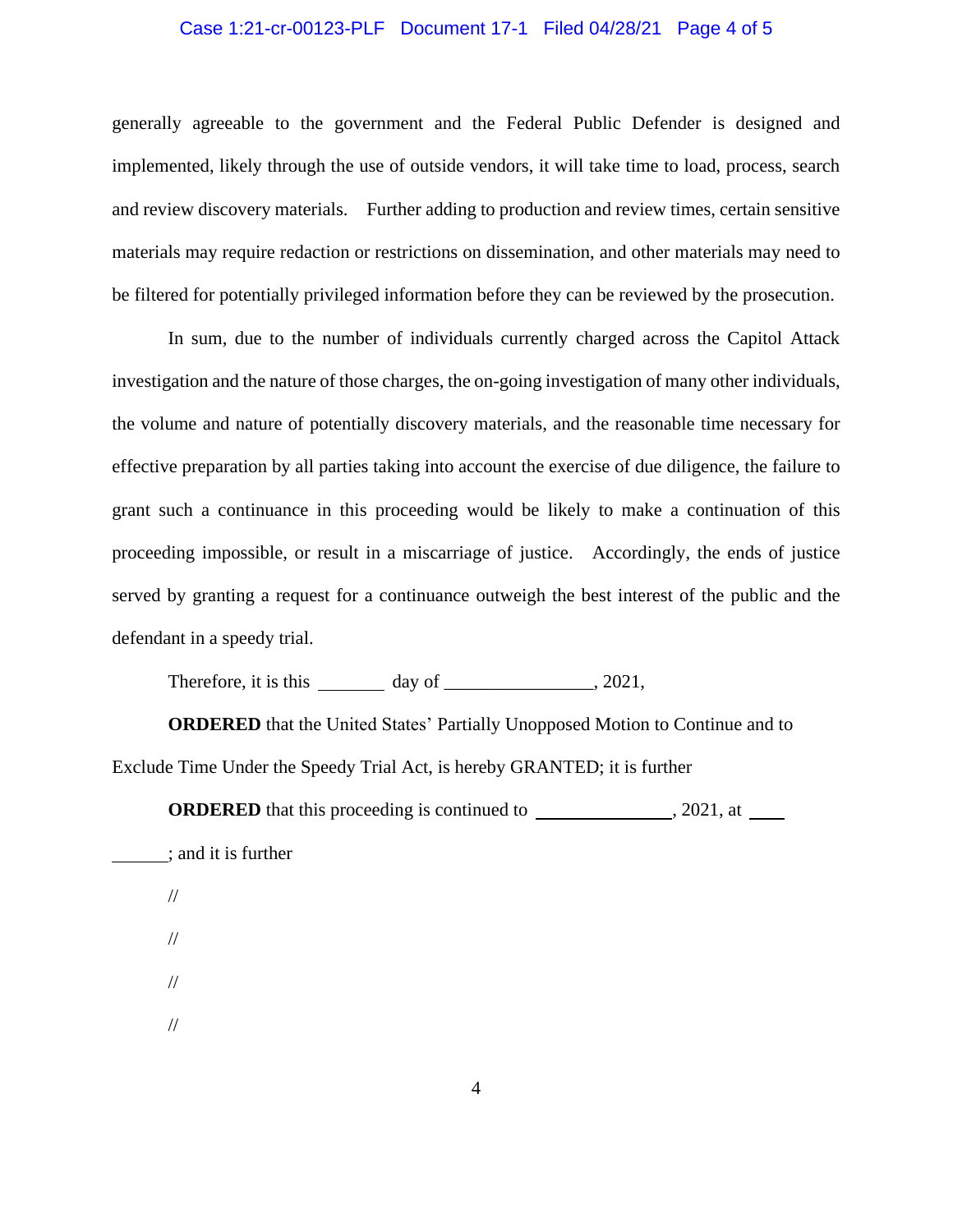generally agreeable to the government and the Federal Public Defender is designed and implemented, likely through the use of outside vendors, it will take time to load, process, search and review discovery materials. Further adding to production and review times, certain sensitive materials may require redaction or restrictions on dissemination, and other materials may need to be filtered for potentially privileged information before they can be reviewed by the prosecution.

In sum, due to the number of individuals currently charged across the Capitol Attack investigation and the nature of those charges, the on-going investigation of many other individuals, the volume and nature of potentially discovery materials, and the reasonable time necessary for effective preparation by all parties taking into account the exercise of due diligence, the failure to grant such a continuance in this proceeding would be likely to make a continuation of this proceeding impossible, or result in a miscarriage of justice. Accordingly, the ends of justice served by granting a request for a continuance outweigh the best interest of the public and the defendant in a speedy trial.

Therefore, it is this _______ day of ________________, 2021,

**ORDERED** that the United States' Partially Unopposed Motion to Continue and to Exclude Time Under the Speedy Trial Act, is hereby GRANTED; it is further

**ORDERED** that this proceeding is continued to _______________, 2021, at ____ ______; and it is further

//

//

//

//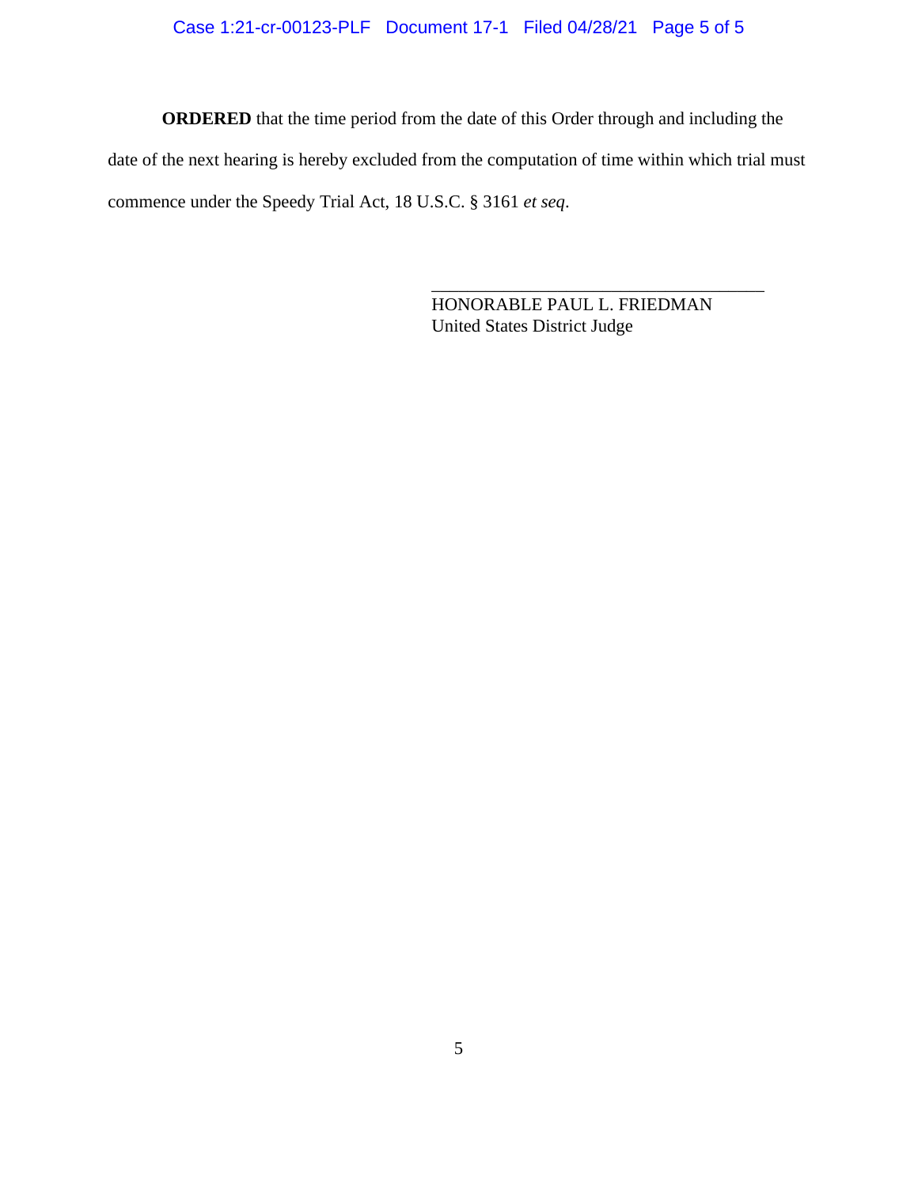**ORDERED** that the time period from the date of this Order through and including the date of the next hearing is hereby excluded from the computation of time within which trial must commence under the Speedy Trial Act, 18 U.S.C. § 3161 *et seq*.

\_\_\_\_\_\_\_\_\_\_\_\_\_\_\_\_\_\_\_\_\_\_\_\_\_\_\_\_\_\_\_\_\_\_\_\_
HONORABLE PAUL L. FRIEDMAN
United States District Judge